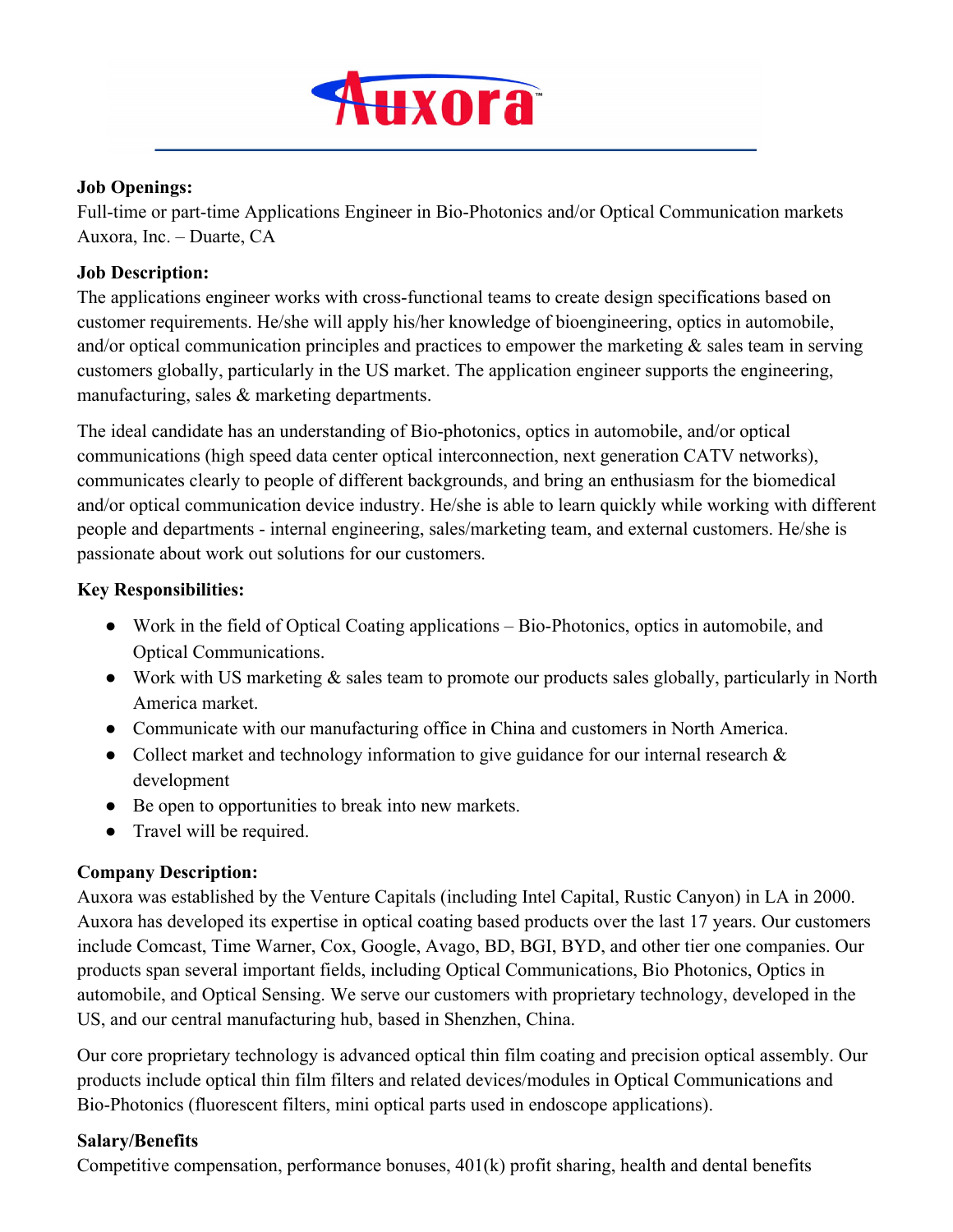Auxora™

**Job Openings:**
Full-time or part-time Applications Engineer in Bio-Photonics and/or Optical Communication markets
Auxora, Inc. – Duarte, CA

**Job Description:**
The applications engineer works with cross-functional teams to create design specifications based on customer requirements. He/she will apply his/her knowledge of bioengineering, optics in automobile, and/or optical communication principles and practices to empower the marketing & sales team in serving customers globally, particularly in the US market. The application engineer supports the engineering, manufacturing, sales & marketing departments.

The ideal candidate has an understanding of Bio-photonics, optics in automobile, and/or optical communications (high speed data center optical interconnection, next generation CATV networks), communicates clearly to people of different backgrounds, and bring an enthusiasm for the biomedical and/or optical communication device industry. He/she is able to learn quickly while working with different people and departments - internal engineering, sales/marketing team, and external customers. He/she is passionate about work out solutions for our customers.

**Key Responsibilities:**

- Work in the field of Optical Coating applications – Bio-Photonics, optics in automobile, and Optical Communications.
- Work with US marketing & sales team to promote our products sales globally, particularly in North America market.
- Communicate with our manufacturing office in China and customers in North America.
- Collect market and technology information to give guidance for our internal research & development
- Be open to opportunities to break into new markets.
- Travel will be required.

**Company Description:**
Auxora was established by the Venture Capitals (including Intel Capital, Rustic Canyon) in LA in 2000. Auxora has developed its expertise in optical coating based products over the last 17 years. Our customers include Comcast, Time Warner, Cox, Google, Avago, BD, BGI, BYD, and other tier one companies. Our products span several important fields, including Optical Communications, Bio Photonics, Optics in automobile, and Optical Sensing. We serve our customers with proprietary technology, developed in the US, and our central manufacturing hub, based in Shenzhen, China.

Our core proprietary technology is advanced optical thin film coating and precision optical assembly. Our products include optical thin film filters and related devices/modules in Optical Communications and Bio-Photonics (fluorescent filters, mini optical parts used in endoscope applications).

**Salary/Benefits**
Competitive compensation, performance bonuses, 401(k) profit sharing, health and dental benefits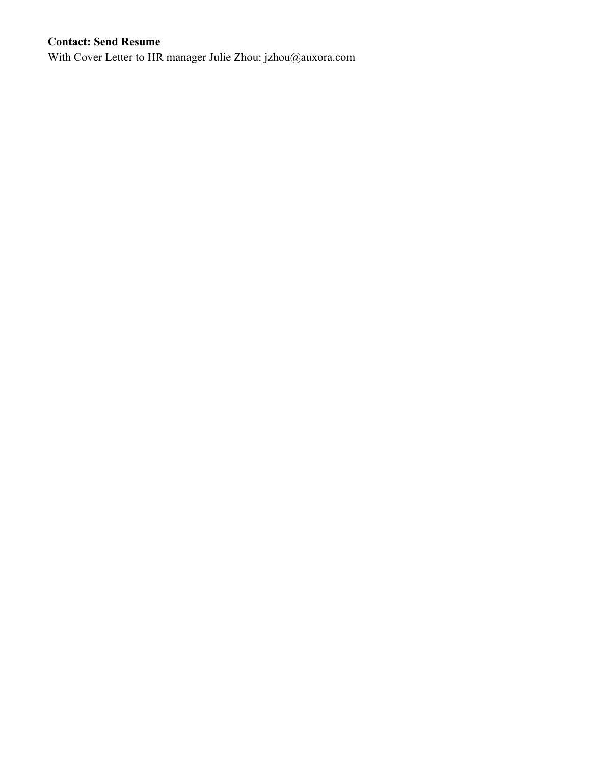**Contact: Send Resume**
With Cover Letter to HR manager Julie Zhou: jzhou@auxora.com